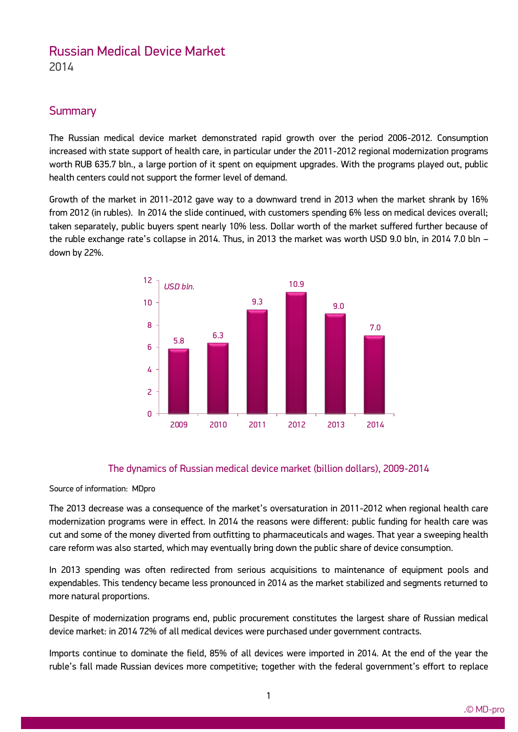# Russian Medical Device Market

2014

## Summary

The Russian medical device market demonstrated rapid growth over the period 2006-2012. Consumption increased with state support of health care, in particular under the 2011-2012 regional modernization programs worth RUB 635.7 bln., a large portion of it spent on equipment upgrades. With the programs played out, public health centers could not support the former level of demand.

Growth of the market in 2011-2012 gave way to a downward trend in 2013 when the market shrank by 16% from 2012 (in rubles). In 2014 the slide continued, with customers spending 6% less on medical devices overall; taken separately, public buyers spent nearly 10% less. Dollar worth of the market suffered further because of the ruble exchange rate's collapse in 2014. Thus, in 2013 the market was worth USD 9.0 bln, in 2014 7.0 bln – down by 22%.

| Year | USD bln. |
|---|---|
| 2009 | 5.8 |
| 2010 | 6.3 |
| 2011 | 9.3 |
| 2012 | 10.9 |
| 2013 | 9.0 |
| 2014 | 7.0 |

The dynamics of Russian medical device market (billion dollars), 2009-2014

Source of information: MDpro

The 2013 decrease was a consequence of the market's oversaturation in 2011-2012 when regional health care modernization programs were in effect. In 2014 the reasons were different: public funding for health care was cut and some of the money diverted from outfitting to pharmaceuticals and wages. That year a sweeping health care reform was also started, which may eventually bring down the public share of device consumption.

In 2013 spending was often redirected from serious acquisitions to maintenance of equipment pools and expendables. This tendency became less pronounced in 2014 as the market stabilized and segments returned to more natural proportions.

Despite of modernization programs end, public procurement constitutes the largest share of Russian medical device market: in 2014 72% of all medical devices were purchased under government contracts.

Imports continue to dominate the field, 85% of all devices were imported in 2014. At the end of the year the ruble's fall made Russian devices more competitive; together with the federal government's effort to replace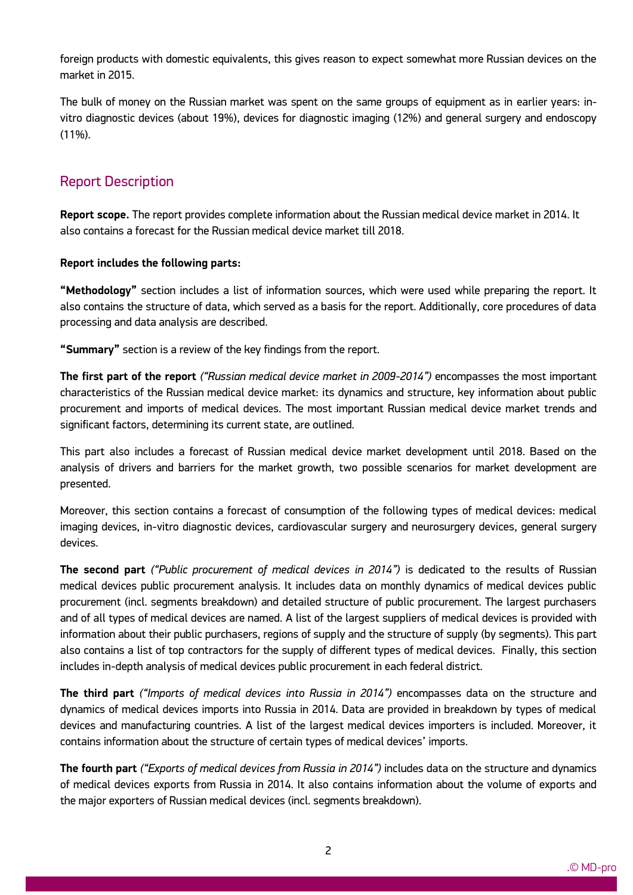foreign products with domestic equivalents, this gives reason to expect somewhat more Russian devices on the market in 2015.

The bulk of money on the Russian market was spent on the same groups of equipment as in earlier years: in-vitro diagnostic devices (about 19%), devices for diagnostic imaging (12%) and general surgery and endoscopy (11%).

## Report Description

**Report scope.** The report provides complete information about the Russian medical device market in 2014. It also contains a forecast for the Russian medical device market till 2018.

**Report includes the following parts:**

**"Methodology"** section includes a list of information sources, which were used while preparing the report. It also contains the structure of data, which served as a basis for the report. Additionally, core procedures of data processing and data analysis are described.

**"Summary"** section is a review of the key findings from the report.

**The first part of the report** *("Russian medical device market in 2009-2014")* encompasses the most important characteristics of the Russian medical device market: its dynamics and structure, key information about public procurement and imports of medical devices. The most important Russian medical device market trends and significant factors, determining its current state, are outlined.

This part also includes a forecast of Russian medical device market development until 2018. Based on the analysis of drivers and barriers for the market growth, two possible scenarios for market development are presented.

Moreover, this section contains a forecast of consumption of the following types of medical devices: medical imaging devices, in-vitro diagnostic devices, cardiovascular surgery and neurosurgery devices, general surgery devices.

**The second part** *("Public procurement of medical devices in 2014")* is dedicated to the results of Russian medical devices public procurement analysis. It includes data on monthly dynamics of medical devices public procurement (incl. segments breakdown) and detailed structure of public procurement. The largest purchasers and of all types of medical devices are named. A list of the largest suppliers of medical devices is provided with information about their public purchasers, regions of supply and the structure of supply (by segments). This part also contains a list of top contractors for the supply of different types of medical devices. Finally, this section includes in-depth analysis of medical devices public procurement in each federal district.

**The third part** *("Imports of medical devices into Russia in 2014")* encompasses data on the structure and dynamics of medical devices imports into Russia in 2014. Data are provided in breakdown by types of medical devices and manufacturing countries. A list of the largest medical devices importers is included. Moreover, it contains information about the structure of certain types of medical devices' imports.

**The fourth part** *("Exports of medical devices from Russia in 2014")* includes data on the structure and dynamics of medical devices exports from Russia in 2014. It also contains information about the volume of exports and the major exporters of Russian medical devices (incl. segments breakdown).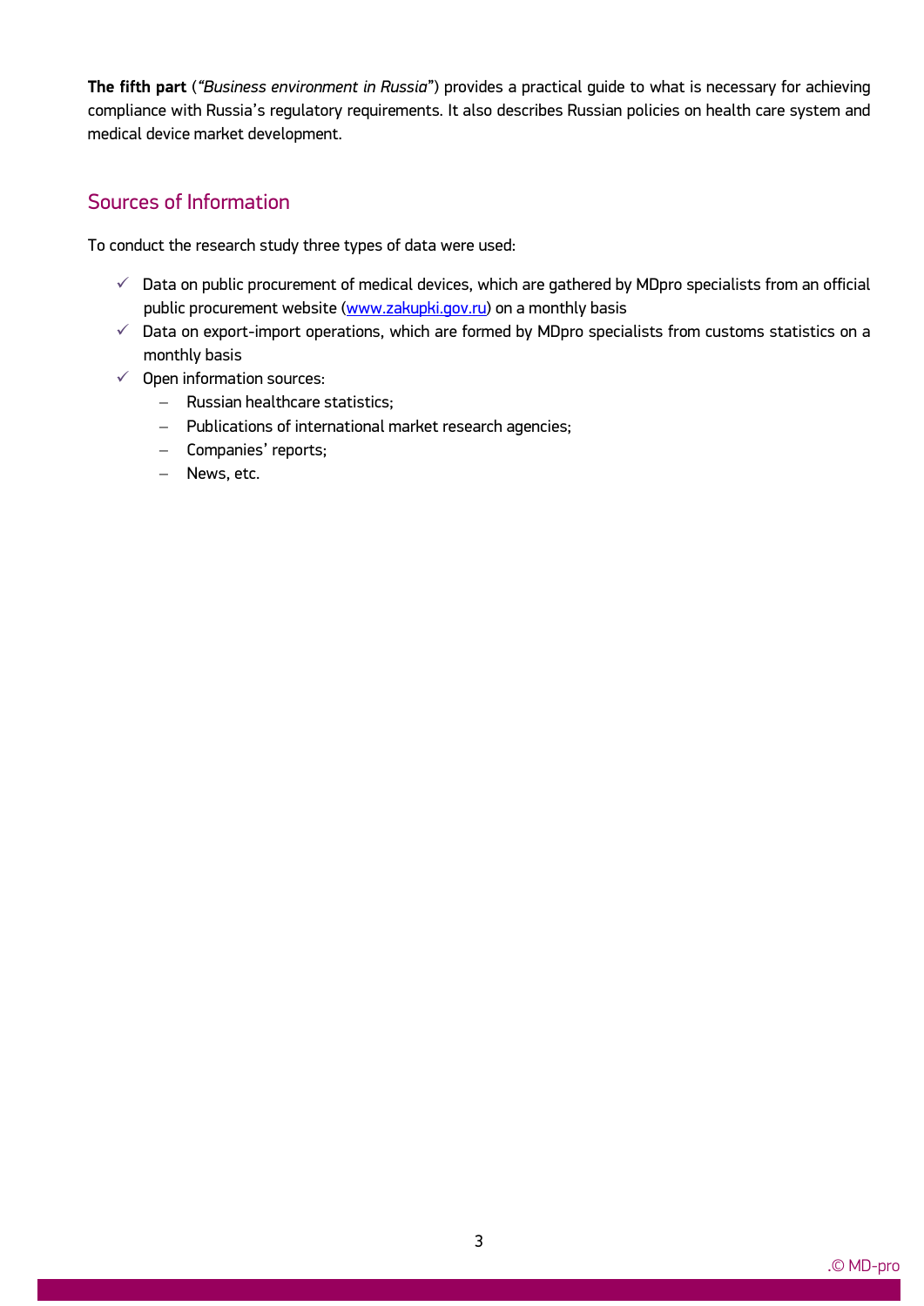**The fifth part** (*"Business environment in Russia"*) provides a practical guide to what is necessary for achieving compliance with Russia's regulatory requirements. It also describes Russian policies on health care system and medical device market development.

## Sources of Information

To conduct the research study three types of data were used:

- ✓ Data on public procurement of medical devices, which are gathered by MDpro specialists from an official public procurement website ([www.zakupki.gov.ru](www.zakupki.gov.ru)) on a monthly basis
- ✓ Data on export-import operations, which are formed by MDpro specialists from customs statistics on a monthly basis
- ✓ Open information sources:
  - Russian healthcare statistics;
  - Publications of international market research agencies;
  - Companies' reports;
  - News, etc.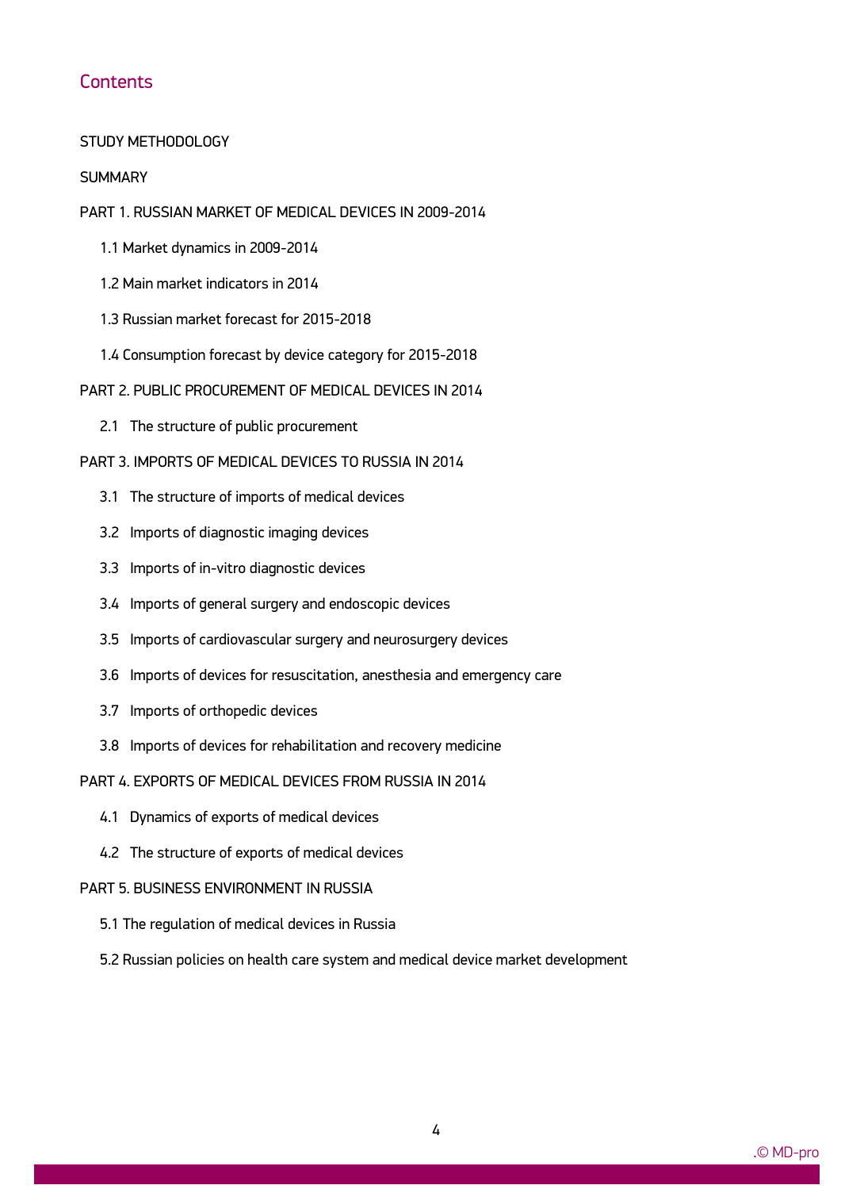## Contents

STUDY METHODOLOGY

SUMMARY

PART 1. RUSSIAN MARKET OF MEDICAL DEVICES IN 2009-2014

- 1.1 Market dynamics in 2009-2014
- 1.2 Main market indicators in 2014
- 1.3 Russian market forecast for 2015-2018
- 1.4 Consumption forecast by device category for 2015-2018

PART 2. PUBLIC PROCUREMENT OF MEDICAL DEVICES IN 2014

- 2.1 The structure of public procurement

PART 3. IMPORTS OF MEDICAL DEVICES TO RUSSIA IN 2014

- 3.1 The structure of imports of medical devices
- 3.2 Imports of diagnostic imaging devices
- 3.3 Imports of in-vitro diagnostic devices
- 3.4 Imports of general surgery and endoscopic devices
- 3.5 Imports of cardiovascular surgery and neurosurgery devices
- 3.6 Imports of devices for resuscitation, anesthesia and emergency care
- 3.7 Imports of orthopedic devices
- 3.8 Imports of devices for rehabilitation and recovery medicine

PART 4. EXPORTS OF MEDICAL DEVICES FROM RUSSIA IN 2014

- 4.1 Dynamics of exports of medical devices
- 4.2 The structure of exports of medical devices

PART 5. BUSINESS ENVIRONMENT IN RUSSIA

- 5.1 The regulation of medical devices in Russia
- 5.2 Russian policies on health care system and medical device market development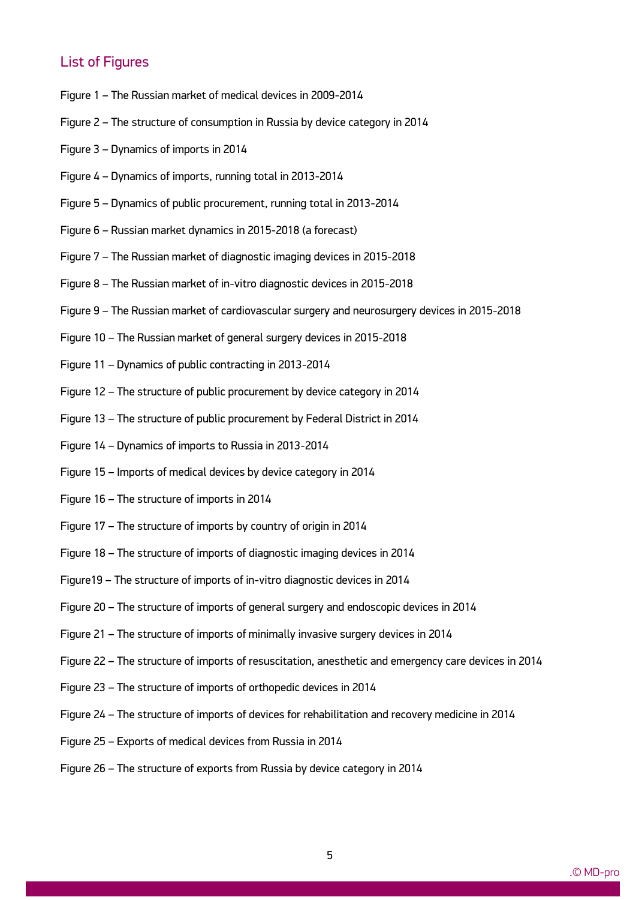## List of Figures

Figure 1 – The Russian market of medical devices in 2009-2014

Figure 2 – The structure of consumption in Russia by device category in 2014

Figure 3 – Dynamics of imports in 2014

Figure 4 – Dynamics of imports, running total in 2013-2014

Figure 5 – Dynamics of public procurement, running total in 2013-2014

Figure 6 – Russian market dynamics in 2015-2018 (a forecast)

Figure 7 – The Russian market of diagnostic imaging devices in 2015-2018

Figure 8 – The Russian market of in-vitro diagnostic devices in 2015-2018

Figure 9 – The Russian market of cardiovascular surgery and neurosurgery devices in 2015-2018

Figure 10 – The Russian market of general surgery devices in 2015-2018

Figure 11 – Dynamics of public contracting in 2013-2014

Figure 12 – The structure of public procurement by device category in 2014

Figure 13 – The structure of public procurement by Federal District in 2014

Figure 14 – Dynamics of imports to Russia in 2013-2014

Figure 15 – Imports of medical devices by device category in 2014

Figure 16 – The structure of imports in 2014

Figure 17 – The structure of imports by country of origin in 2014

Figure 18 – The structure of imports of diagnostic imaging devices in 2014

Figure19 – The structure of imports of in-vitro diagnostic devices in 2014

Figure 20 – The structure of imports of general surgery and endoscopic devices in 2014

Figure 21 – The structure of imports of minimally invasive surgery devices in 2014

Figure 22 – The structure of imports of resuscitation, anesthetic and emergency care devices in 2014

Figure 23 – The structure of imports of orthopedic devices in 2014

Figure 24 – The structure of imports of devices for rehabilitation and recovery medicine in 2014

Figure 25 – Exports of medical devices from Russia in 2014

Figure 26 – The structure of exports from Russia by device category in 2014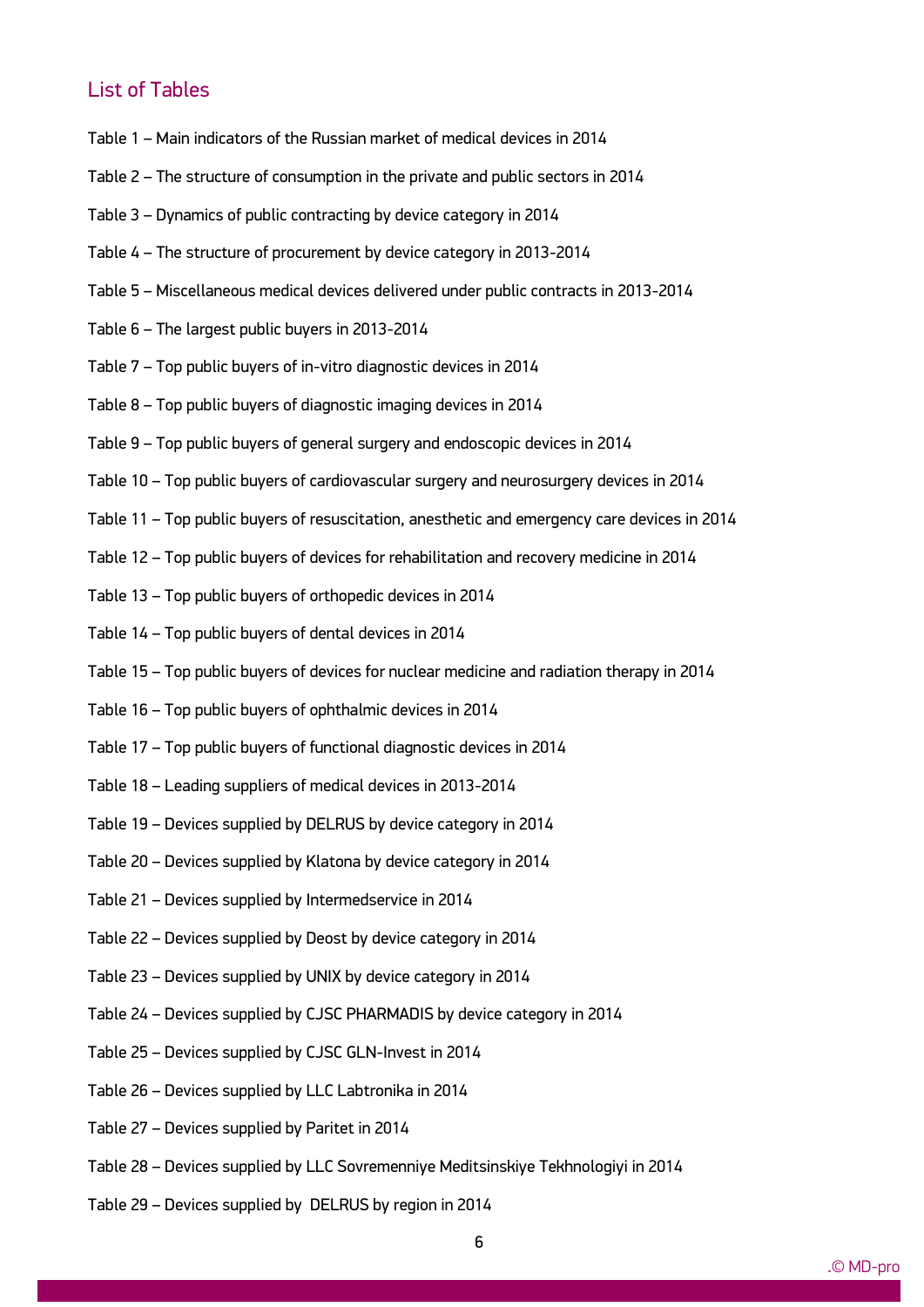## List of Tables

Table 1 – Main indicators of the Russian market of medical devices in 2014

Table 2 – The structure of consumption in the private and public sectors in 2014

Table 3 – Dynamics of public contracting by device category in 2014

Table 4 – The structure of procurement by device category in 2013-2014

Table 5 – Miscellaneous medical devices delivered under public contracts in 2013-2014

Table 6 – The largest public buyers in 2013-2014

Table 7 – Top public buyers of in-vitro diagnostic devices in 2014

Table 8 – Top public buyers of diagnostic imaging devices in 2014

Table 9 – Top public buyers of general surgery and endoscopic devices in 2014

Table 10 – Top public buyers of cardiovascular surgery and neurosurgery devices in 2014

Table 11 – Top public buyers of resuscitation, anesthetic and emergency care devices in 2014

Table 12 – Top public buyers of devices for rehabilitation and recovery medicine in 2014

Table 13 – Top public buyers of orthopedic devices in 2014

Table 14 – Top public buyers of dental devices in 2014

Table 15 – Top public buyers of devices for nuclear medicine and radiation therapy in 2014

Table 16 – Top public buyers of ophthalmic devices in 2014

Table 17 – Top public buyers of functional diagnostic devices in 2014

Table 18 – Leading suppliers of medical devices in 2013-2014

Table 19 – Devices supplied by DELRUS by device category in 2014

Table 20 – Devices supplied by Klatona by device category in 2014

Table 21 – Devices supplied by Intermedservice in 2014

Table 22 – Devices supplied by Deost by device category in 2014

Table 23 – Devices supplied by UNIX by device category in 2014

Table 24 – Devices supplied by CJSC PHARMADIS by device category in 2014

Table 25 – Devices supplied by CJSC GLN-Invest in 2014

Table 26 – Devices supplied by LLC Labtronika in 2014

Table 27 – Devices supplied by Paritet in 2014

Table 28 – Devices supplied by LLC Sovremenniye Meditsinskiye Tekhnologiyi in 2014

Table 29 – Devices supplied by DELRUS by region in 2014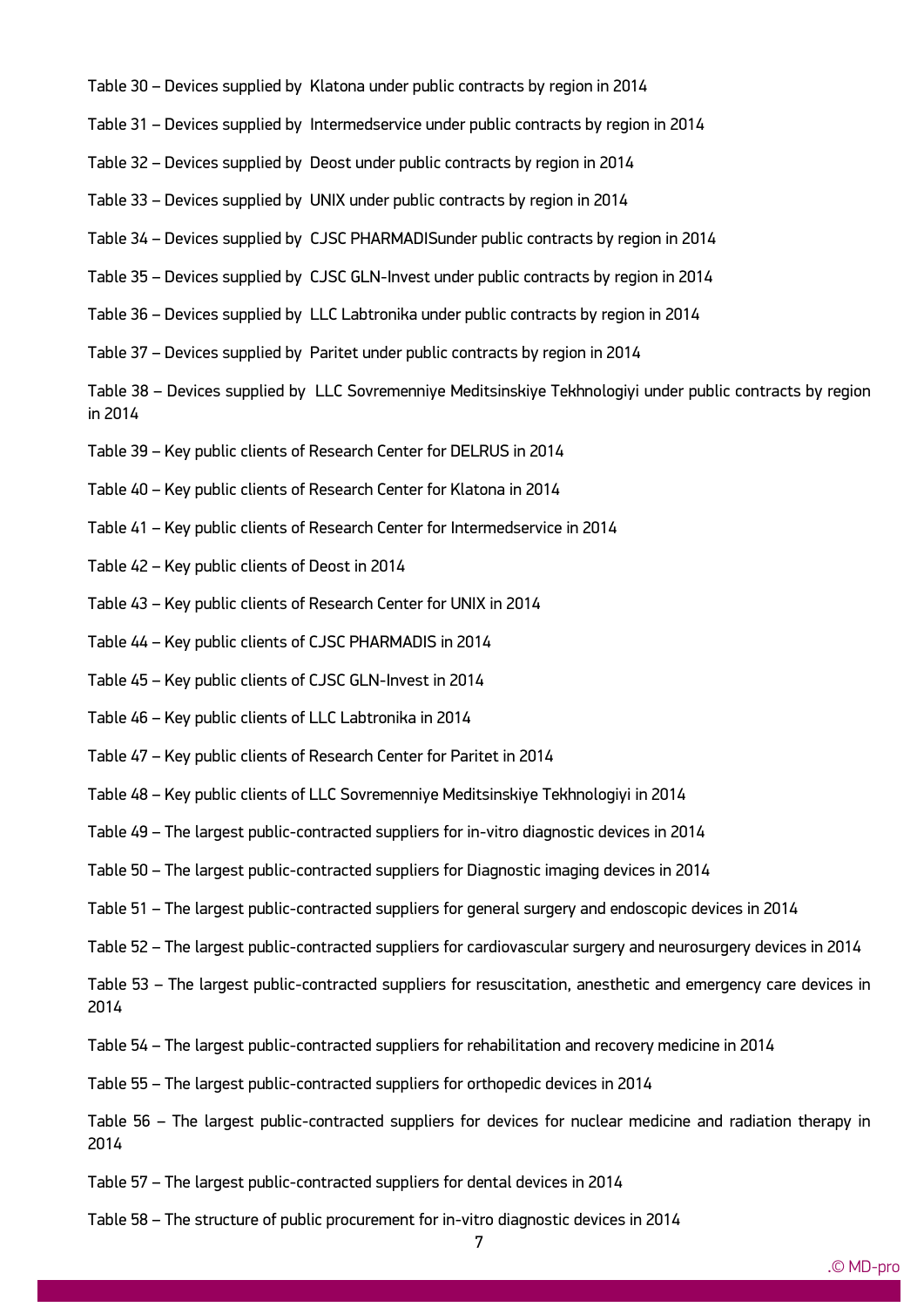Table 30 – Devices supplied by Klatona under public contracts by region in 2014

Table 31 – Devices supplied by Intermedservice under public contracts by region in 2014

Table 32 – Devices supplied by Deost under public contracts by region in 2014

Table 33 – Devices supplied by UNIX under public contracts by region in 2014

Table 34 – Devices supplied by CJSC PHARMADISunder public contracts by region in 2014

Table 35 – Devices supplied by CJSC GLN-Invest under public contracts by region in 2014

Table 36 – Devices supplied by LLC Labtronika under public contracts by region in 2014

Table 37 – Devices supplied by Paritet under public contracts by region in 2014

Table 38 – Devices supplied by LLC Sovremenniye Meditsinskiye Tekhnologiyi under public contracts by region in 2014

Table 39 – Key public clients of Research Center for DELRUS in 2014

Table 40 – Key public clients of Research Center for Klatona in 2014

Table 41 – Key public clients of Research Center for Intermedservice in 2014

Table 42 – Key public clients of Deost in 2014

Table 43 – Key public clients of Research Center for UNIX in 2014

Table 44 – Key public clients of CJSC PHARMADIS in 2014

Table 45 – Key public clients of CJSC GLN-Invest in 2014

Table 46 – Key public clients of LLC Labtronika in 2014

Table 47 – Key public clients of Research Center for Paritet in 2014

Table 48 – Key public clients of LLC Sovremenniye Meditsinskiye Tekhnologiyi in 2014

Table 49 – The largest public-contracted suppliers for in-vitro diagnostic devices in 2014

Table 50 – The largest public-contracted suppliers for Diagnostic imaging devices in 2014

Table 51 – The largest public-contracted suppliers for general surgery and endoscopic devices in 2014

Table 52 – The largest public-contracted suppliers for cardiovascular surgery and neurosurgery devices in 2014

Table 53 – The largest public-contracted suppliers for resuscitation, anesthetic and emergency care devices in 2014

Table 54 – The largest public-contracted suppliers for rehabilitation and recovery medicine in 2014

Table 55 – The largest public-contracted suppliers for orthopedic devices in 2014

Table 56 – The largest public-contracted suppliers for devices for nuclear medicine and radiation therapy in 2014

Table 57 – The largest public-contracted suppliers for dental devices in 2014

Table 58 – The structure of public procurement for in-vitro diagnostic devices in 2014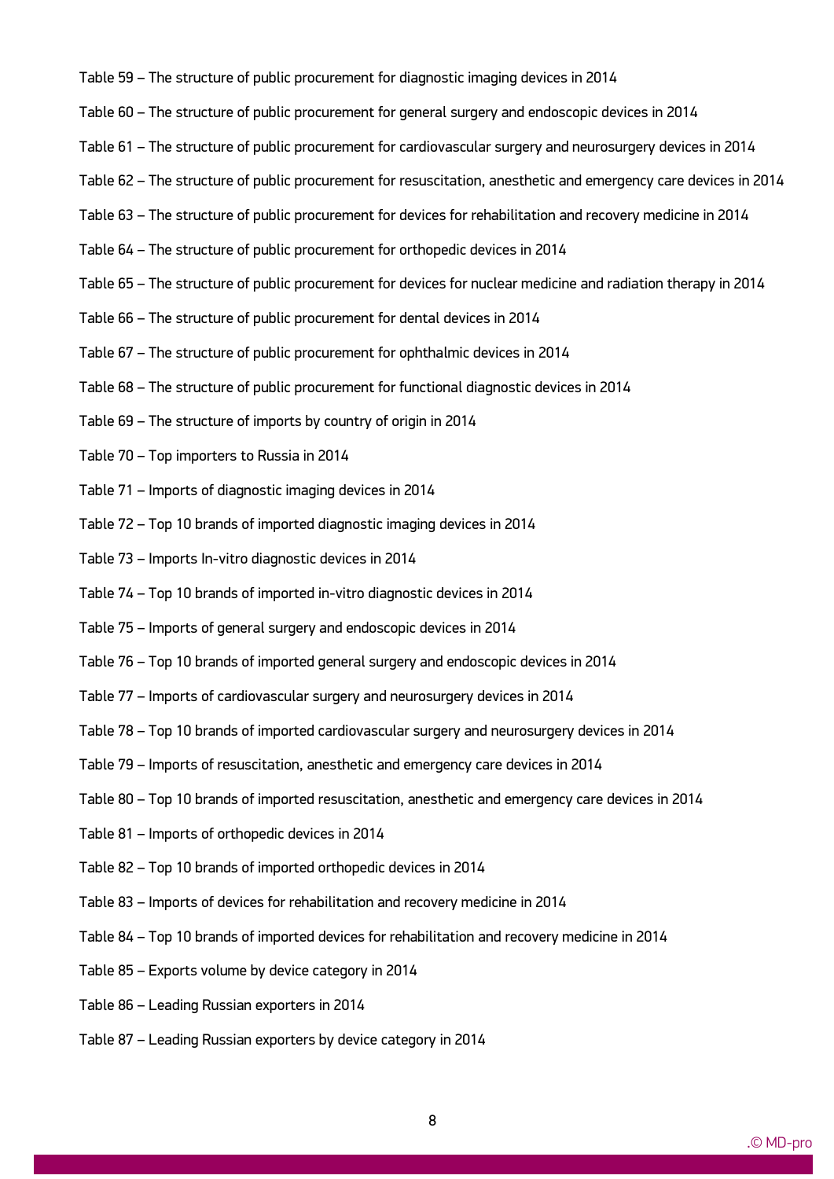Table 59 – The structure of public procurement for diagnostic imaging devices in 2014

Table 60 – The structure of public procurement for general surgery and endoscopic devices in 2014

Table 61 – The structure of public procurement for cardiovascular surgery and neurosurgery devices in 2014

Table 62 – The structure of public procurement for resuscitation, anesthetic and emergency care devices in 2014

Table 63 – The structure of public procurement for devices for rehabilitation and recovery medicine in 2014

Table 64 – The structure of public procurement for orthopedic devices in 2014

Table 65 – The structure of public procurement for devices for nuclear medicine and radiation therapy in 2014

Table 66 – The structure of public procurement for dental devices in 2014

Table 67 – The structure of public procurement for ophthalmic devices in 2014

Table 68 – The structure of public procurement for functional diagnostic devices in 2014

Table 69 – The structure of imports by country of origin in 2014

Table 70 – Top importers to Russia in 2014

Table 71 – Imports of diagnostic imaging devices in 2014

Table 72 – Top 10 brands of imported diagnostic imaging devices in 2014

Table 73 – Imports In-vitro diagnostic devices in 2014

Table 74 – Top 10 brands of imported in-vitro diagnostic devices in 2014

Table 75 – Imports of general surgery and endoscopic devices in 2014

Table 76 – Top 10 brands of imported general surgery and endoscopic devices in 2014

Table 77 – Imports of cardiovascular surgery and neurosurgery devices in 2014

Table 78 – Top 10 brands of imported cardiovascular surgery and neurosurgery devices in 2014

Table 79 – Imports of resuscitation, anesthetic and emergency care devices in 2014

Table 80 – Top 10 brands of imported resuscitation, anesthetic and emergency care devices in 2014

Table 81 – Imports of orthopedic devices in 2014

Table 82 – Top 10 brands of imported orthopedic devices in 2014

Table 83 – Imports of devices for rehabilitation and recovery medicine in 2014

Table 84 – Top 10 brands of imported devices for rehabilitation and recovery medicine in 2014

Table 85 – Exports volume by device category in 2014

Table 86 – Leading Russian exporters in 2014

Table 87 – Leading Russian exporters by device category in 2014